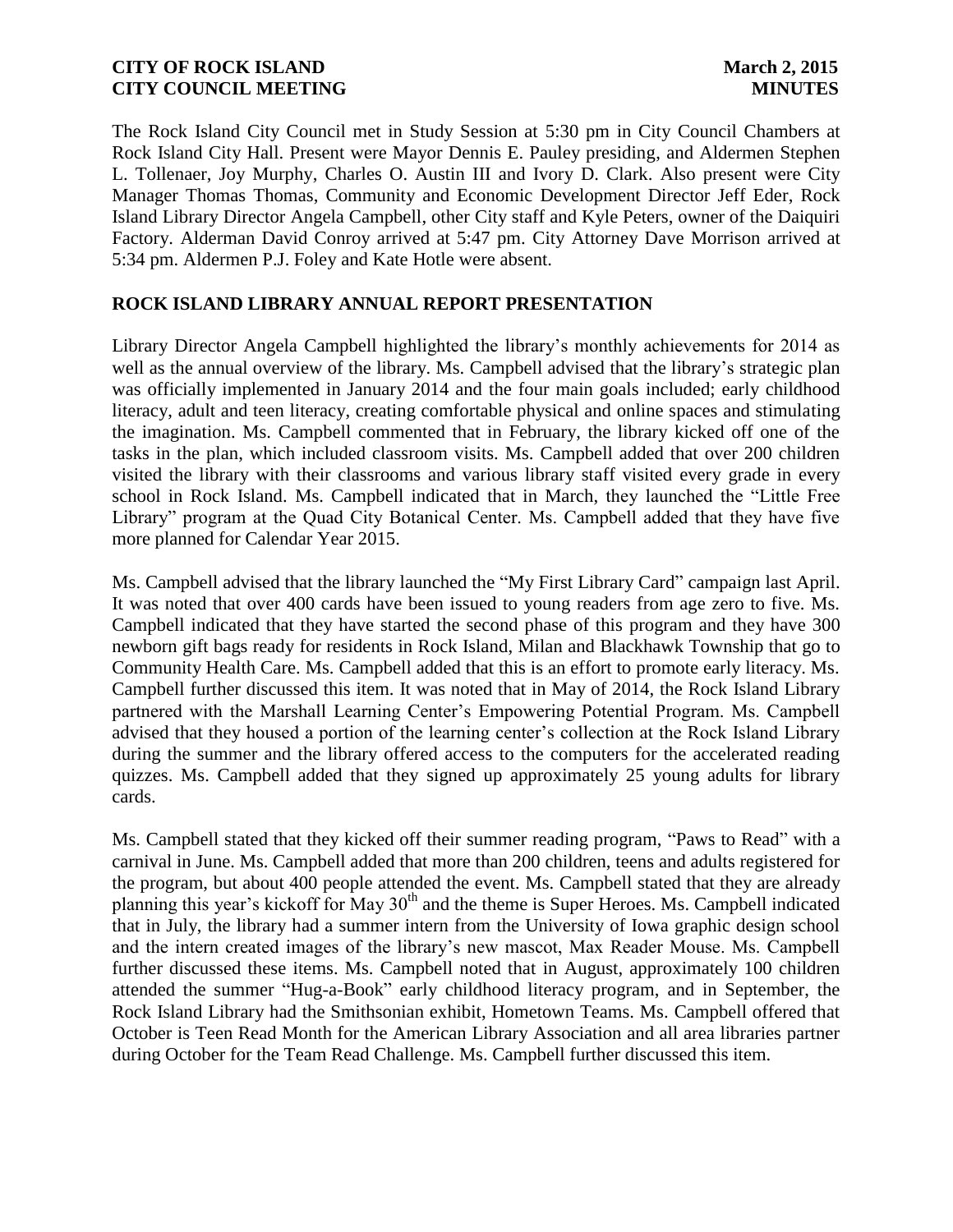The Rock Island City Council met in Study Session at 5:30 pm in City Council Chambers at Rock Island City Hall. Present were Mayor Dennis E. Pauley presiding, and Aldermen Stephen L. Tollenaer, Joy Murphy, Charles O. Austin III and Ivory D. Clark. Also present were City Manager Thomas Thomas, Community and Economic Development Director Jeff Eder, Rock Island Library Director Angela Campbell, other City staff and Kyle Peters, owner of the Daiquiri Factory. Alderman David Conroy arrived at 5:47 pm. City Attorney Dave Morrison arrived at 5:34 pm. Aldermen P.J. Foley and Kate Hotle were absent.

## ROCK ISLAND LIBRARY ANNUAL REPORT PRESENTATION

Library Director Angela Campbell highlighted the library's monthly achievements for 2014 as well as the annual overview of the library. Ms. Campbell advised that the library's strategic plan was officially implemented in January 2014 and the four main goals included; early childhood literacy, adult and teen literacy, creating comfortable physical and online spaces and stimulating the imagination. Ms. Campbell commented that in February, the library kicked off one of the tasks in the plan, which included classroom visits. Ms. Campbell added that over 200 children visited the library with their classrooms and various library staff visited every grade in every school in Rock Island. Ms. Campbell indicated that in March, they launched the "Little Free Library" program at the Quad City Botanical Center. Ms. Campbell added that they have five more planned for Calendar Year 2015.

Ms. Campbell advised that the library launched the "My First Library Card" campaign last April. It was noted that over 400 cards have been issued to young readers from age zero to five. Ms. Campbell indicated that they have started the second phase of this program and they have 300 newborn gift bags ready for residents in Rock Island, Milan and Blackhawk Township that go to Community Health Care. Ms. Campbell added that this is an effort to promote early literacy. Ms. Campbell further discussed this item. It was noted that in May of 2014, the Rock Island Library partnered with the Marshall Learning Center's Empowering Potential Program. Ms. Campbell advised that they housed a portion of the learning center's collection at the Rock Island Library during the summer and the library offered access to the computers for the accelerated reading quizzes. Ms. Campbell added that they signed up approximately 25 young adults for library cards.

Ms. Campbell stated that they kicked off their summer reading program, "Paws to Read" with a carnival in June. Ms. Campbell added that more than 200 children, teens and adults registered for the program, but about 400 people attended the event. Ms. Campbell stated that they are already planning this year's kickoff for May 30th and the theme is Super Heroes. Ms. Campbell indicated that in July, the library had a summer intern from the University of Iowa graphic design school and the intern created images of the library's new mascot, Max Reader Mouse. Ms. Campbell further discussed these items. Ms. Campbell noted that in August, approximately 100 children attended the summer "Hug-a-Book" early childhood literacy program, and in September, the Rock Island Library had the Smithsonian exhibit, Hometown Teams. Ms. Campbell offered that October is Teen Read Month for the American Library Association and all area libraries partner during October for the Team Read Challenge. Ms. Campbell further discussed this item.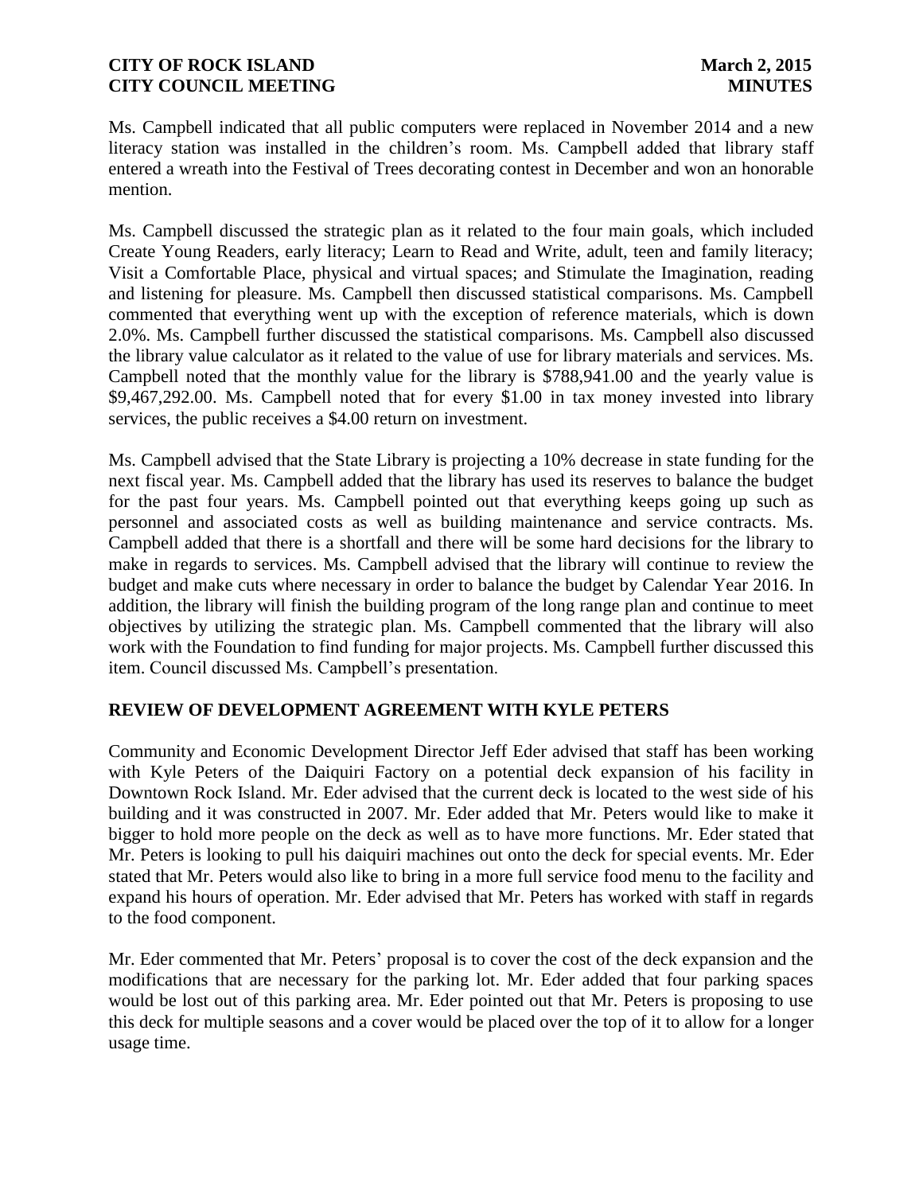Ms. Campbell indicated that all public computers were replaced in November 2014 and a new literacy station was installed in the children's room. Ms. Campbell added that library staff entered a wreath into the Festival of Trees decorating contest in December and won an honorable mention.

Ms. Campbell discussed the strategic plan as it related to the four main goals, which included Create Young Readers, early literacy; Learn to Read and Write, adult, teen and family literacy; Visit a Comfortable Place, physical and virtual spaces; and Stimulate the Imagination, reading and listening for pleasure. Ms. Campbell then discussed statistical comparisons. Ms. Campbell commented that everything went up with the exception of reference materials, which is down 2.0%. Ms. Campbell further discussed the statistical comparisons. Ms. Campbell also discussed the library value calculator as it related to the value of use for library materials and services. Ms. Campbell noted that the monthly value for the library is $788,941.00 and the yearly value is $9,467,292.00. Ms. Campbell noted that for every $1.00 in tax money invested into library services, the public receives a $4.00 return on investment.

Ms. Campbell advised that the State Library is projecting a 10% decrease in state funding for the next fiscal year. Ms. Campbell added that the library has used its reserves to balance the budget for the past four years. Ms. Campbell pointed out that everything keeps going up such as personnel and associated costs as well as building maintenance and service contracts. Ms. Campbell added that there is a shortfall and there will be some hard decisions for the library to make in regards to services. Ms. Campbell advised that the library will continue to review the budget and make cuts where necessary in order to balance the budget by Calendar Year 2016. In addition, the library will finish the building program of the long range plan and continue to meet objectives by utilizing the strategic plan. Ms. Campbell commented that the library will also work with the Foundation to find funding for major projects. Ms. Campbell further discussed this item. Council discussed Ms. Campbell's presentation.

## REVIEW OF DEVELOPMENT AGREEMENT WITH KYLE PETERS

Community and Economic Development Director Jeff Eder advised that staff has been working with Kyle Peters of the Daiquiri Factory on a potential deck expansion of his facility in Downtown Rock Island. Mr. Eder advised that the current deck is located to the west side of his building and it was constructed in 2007. Mr. Eder added that Mr. Peters would like to make it bigger to hold more people on the deck as well as to have more functions. Mr. Eder stated that Mr. Peters is looking to pull his daiquiri machines out onto the deck for special events. Mr. Eder stated that Mr. Peters would also like to bring in a more full service food menu to the facility and expand his hours of operation. Mr. Eder advised that Mr. Peters has worked with staff in regards to the food component.

Mr. Eder commented that Mr. Peters' proposal is to cover the cost of the deck expansion and the modifications that are necessary for the parking lot. Mr. Eder added that four parking spaces would be lost out of this parking area. Mr. Eder pointed out that Mr. Peters is proposing to use this deck for multiple seasons and a cover would be placed over the top of it to allow for a longer usage time.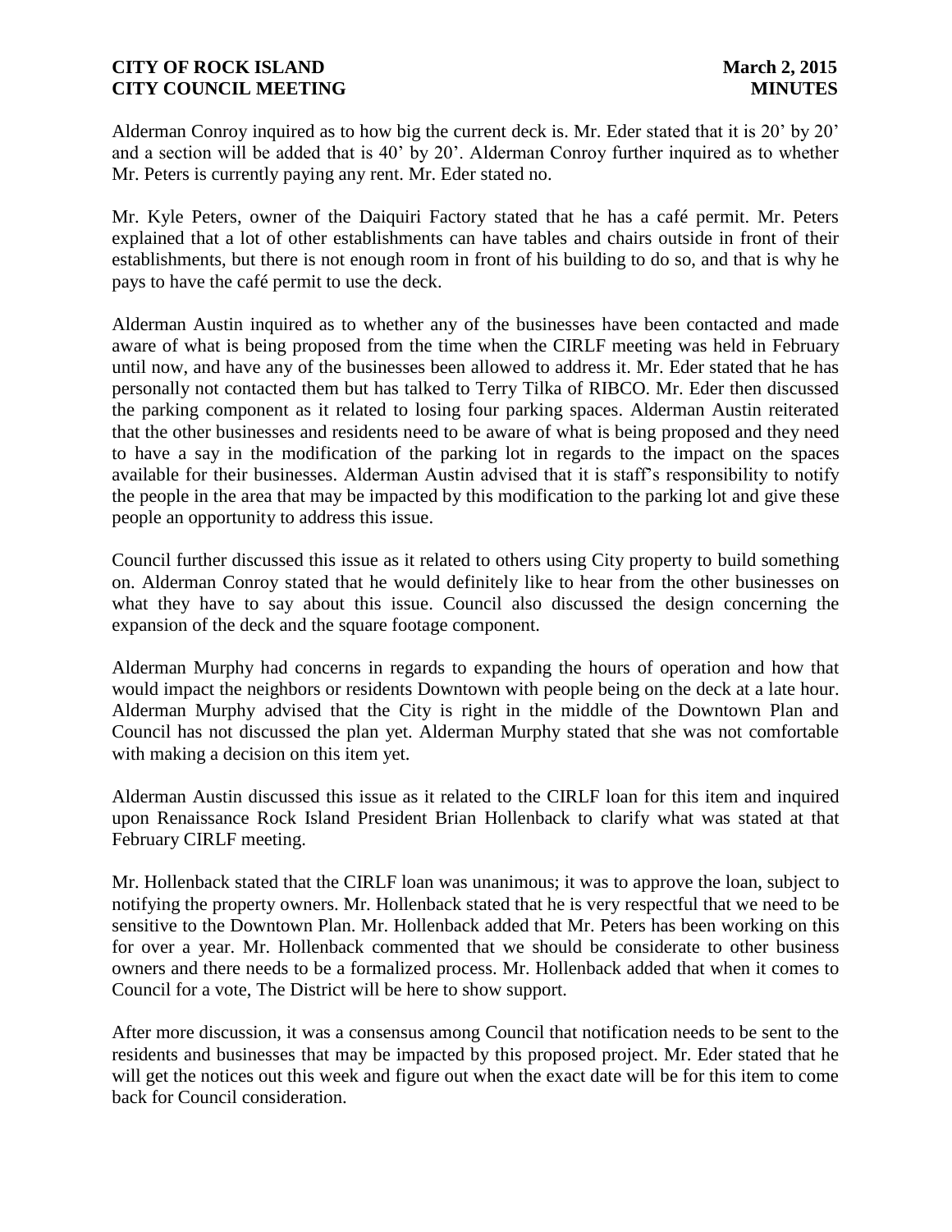Alderman Conroy inquired as to how big the current deck is. Mr. Eder stated that it is 20' by 20' and a section will be added that is 40' by 20'. Alderman Conroy further inquired as to whether Mr. Peters is currently paying any rent. Mr. Eder stated no.

Mr. Kyle Peters, owner of the Daiquiri Factory stated that he has a café permit. Mr. Peters explained that a lot of other establishments can have tables and chairs outside in front of their establishments, but there is not enough room in front of his building to do so, and that is why he pays to have the café permit to use the deck.

Alderman Austin inquired as to whether any of the businesses have been contacted and made aware of what is being proposed from the time when the CIRLF meeting was held in February until now, and have any of the businesses been allowed to address it. Mr. Eder stated that he has personally not contacted them but has talked to Terry Tilka of RIBCO. Mr. Eder then discussed the parking component as it related to losing four parking spaces. Alderman Austin reiterated that the other businesses and residents need to be aware of what is being proposed and they need to have a say in the modification of the parking lot in regards to the impact on the spaces available for their businesses. Alderman Austin advised that it is staff's responsibility to notify the people in the area that may be impacted by this modification to the parking lot and give these people an opportunity to address this issue.

Council further discussed this issue as it related to others using City property to build something on. Alderman Conroy stated that he would definitely like to hear from the other businesses on what they have to say about this issue. Council also discussed the design concerning the expansion of the deck and the square footage component.

Alderman Murphy had concerns in regards to expanding the hours of operation and how that would impact the neighbors or residents Downtown with people being on the deck at a late hour. Alderman Murphy advised that the City is right in the middle of the Downtown Plan and Council has not discussed the plan yet. Alderman Murphy stated that she was not comfortable with making a decision on this item yet.

Alderman Austin discussed this issue as it related to the CIRLF loan for this item and inquired upon Renaissance Rock Island President Brian Hollenback to clarify what was stated at that February CIRLF meeting.

Mr. Hollenback stated that the CIRLF loan was unanimous; it was to approve the loan, subject to notifying the property owners. Mr. Hollenback stated that he is very respectful that we need to be sensitive to the Downtown Plan. Mr. Hollenback added that Mr. Peters has been working on this for over a year. Mr. Hollenback commented that we should be considerate to other business owners and there needs to be a formalized process. Mr. Hollenback added that when it comes to Council for a vote, The District will be here to show support.

After more discussion, it was a consensus among Council that notification needs to be sent to the residents and businesses that may be impacted by this proposed project. Mr. Eder stated that he will get the notices out this week and figure out when the exact date will be for this item to come back for Council consideration.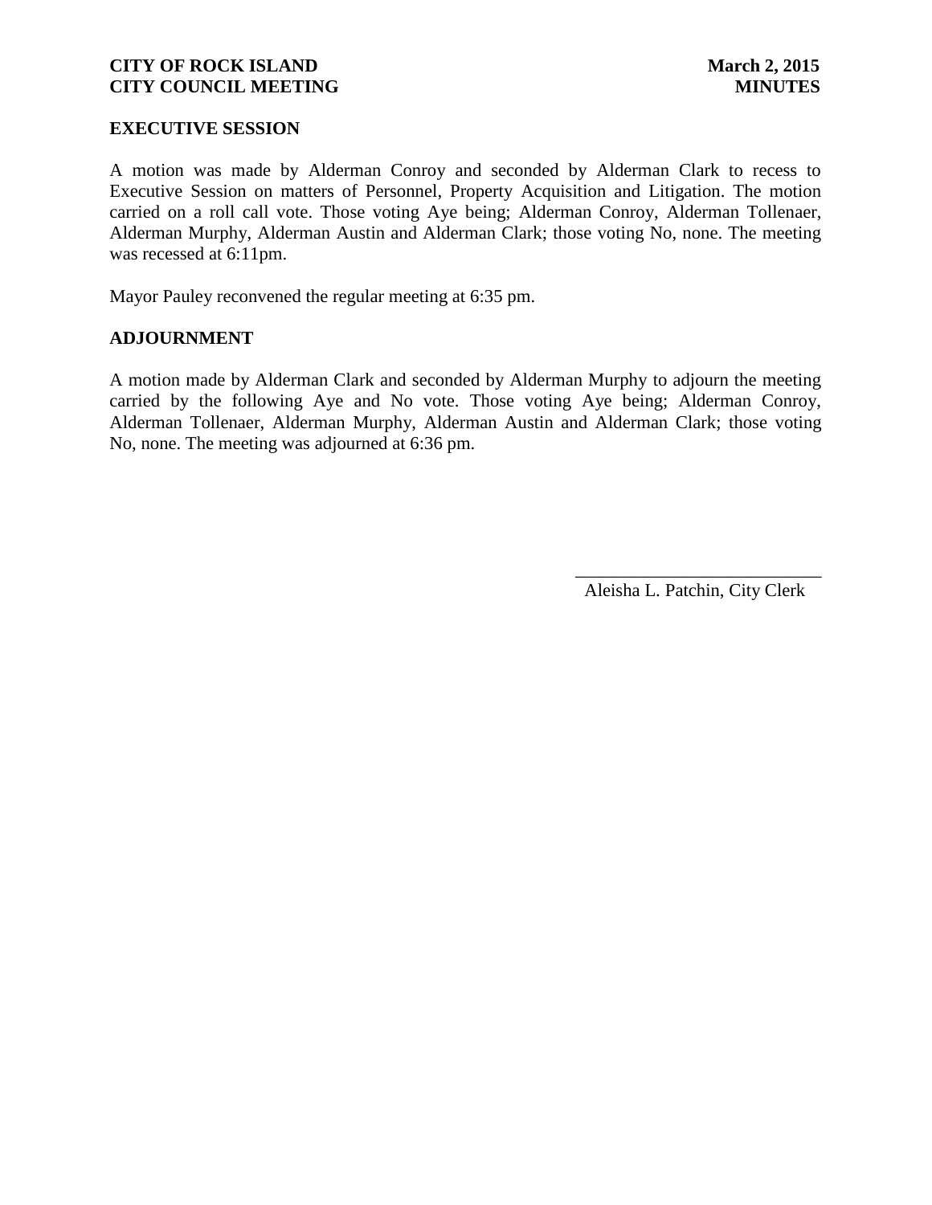## EXECUTIVE SESSION

A motion was made by Alderman Conroy and seconded by Alderman Clark to recess to Executive Session on matters of Personnel, Property Acquisition and Litigation. The motion carried on a roll call vote. Those voting Aye being; Alderman Conroy, Alderman Tollenaer, Alderman Murphy, Alderman Austin and Alderman Clark; those voting No, none. The meeting was recessed at 6:11pm.

Mayor Pauley reconvened the regular meeting at 6:35 pm.

## ADJOURNMENT

A motion made by Alderman Clark and seconded by Alderman Murphy to adjourn the meeting carried by the following Aye and No vote. Those voting Aye being; Alderman Conroy, Alderman Tollenaer, Alderman Murphy, Alderman Austin and Alderman Clark; those voting No, none. The meeting was adjourned at 6:36 pm.

___________________________

Aleisha L. Patchin, City Clerk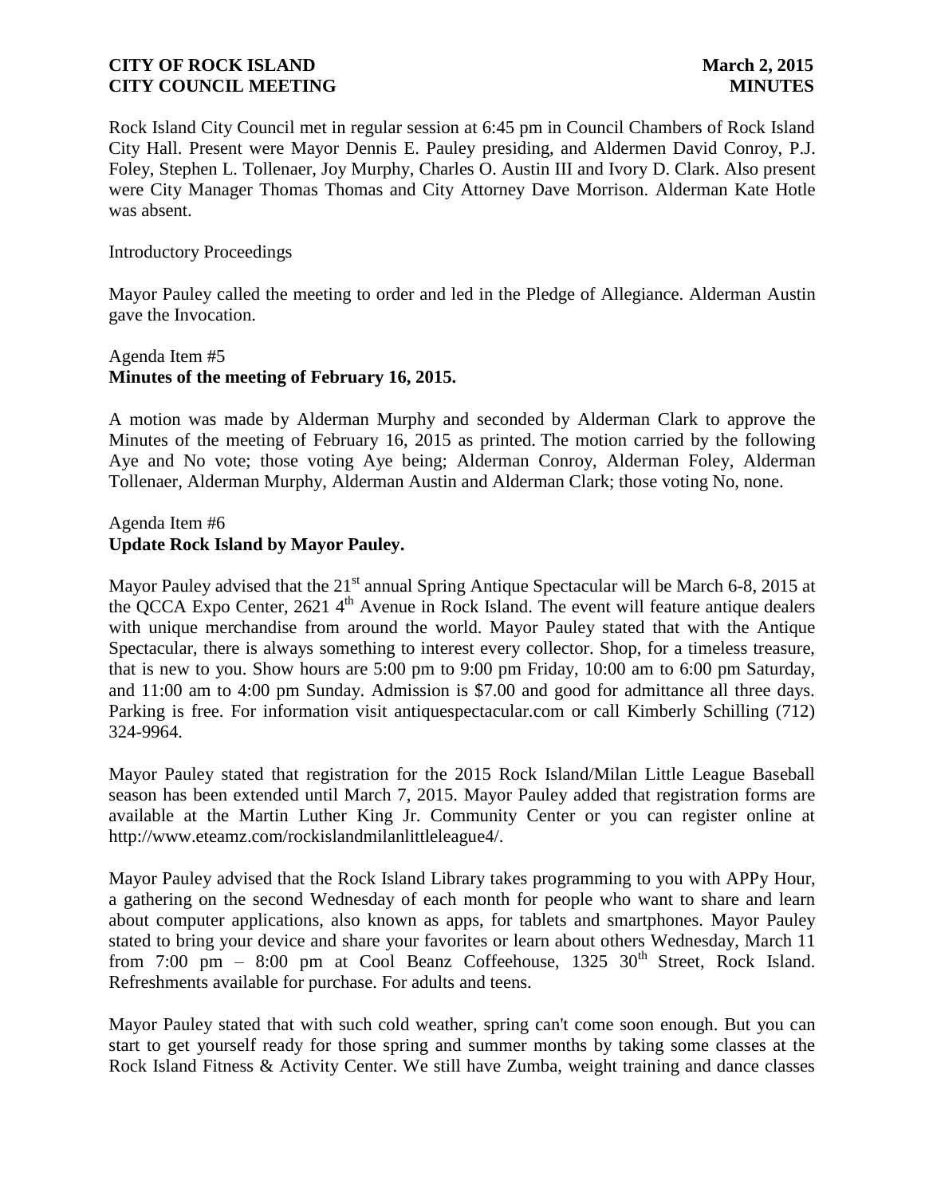Rock Island City Council met in regular session at 6:45 pm in Council Chambers of Rock Island City Hall. Present were Mayor Dennis E. Pauley presiding, and Aldermen David Conroy, P.J. Foley, Stephen L. Tollenaer, Joy Murphy, Charles O. Austin III and Ivory D. Clark. Also present were City Manager Thomas Thomas and City Attorney Dave Morrison. Alderman Kate Hotle was absent.

Introductory Proceedings

Mayor Pauley called the meeting to order and led in the Pledge of Allegiance. Alderman Austin gave the Invocation.

Agenda Item #5
**Minutes of the meeting of February 16, 2015.**

A motion was made by Alderman Murphy and seconded by Alderman Clark to approve the Minutes of the meeting of February 16, 2015 as printed. The motion carried by the following Aye and No vote; those voting Aye being; Alderman Conroy, Alderman Foley, Alderman Tollenaer, Alderman Murphy, Alderman Austin and Alderman Clark; those voting No, none.

Agenda Item #6
**Update Rock Island by Mayor Pauley.**

Mayor Pauley advised that the 21st annual Spring Antique Spectacular will be March 6-8, 2015 at the QCCA Expo Center, 2621 4th Avenue in Rock Island. The event will feature antique dealers with unique merchandise from around the world. Mayor Pauley stated that with the Antique Spectacular, there is always something to interest every collector. Shop, for a timeless treasure, that is new to you. Show hours are 5:00 pm to 9:00 pm Friday, 10:00 am to 6:00 pm Saturday, and 11:00 am to 4:00 pm Sunday. Admission is $7.00 and good for admittance all three days. Parking is free. For information visit antiquespectacular.com or call Kimberly Schilling (712) 324-9964.

Mayor Pauley stated that registration for the 2015 Rock Island/Milan Little League Baseball season has been extended until March 7, 2015. Mayor Pauley added that registration forms are available at the Martin Luther King Jr. Community Center or you can register online at http://www.eteamz.com/rockislandmilanlittleleague4/.

Mayor Pauley advised that the Rock Island Library takes programming to you with APPy Hour, a gathering on the second Wednesday of each month for people who want to share and learn about computer applications, also known as apps, for tablets and smartphones. Mayor Pauley stated to bring your device and share your favorites or learn about others Wednesday, March 11 from 7:00 pm – 8:00 pm at Cool Beanz Coffeehouse, 1325 30th Street, Rock Island. Refreshments available for purchase. For adults and teens.

Mayor Pauley stated that with such cold weather, spring can't come soon enough. But you can start to get yourself ready for those spring and summer months by taking some classes at the Rock Island Fitness & Activity Center. We still have Zumba, weight training and dance classes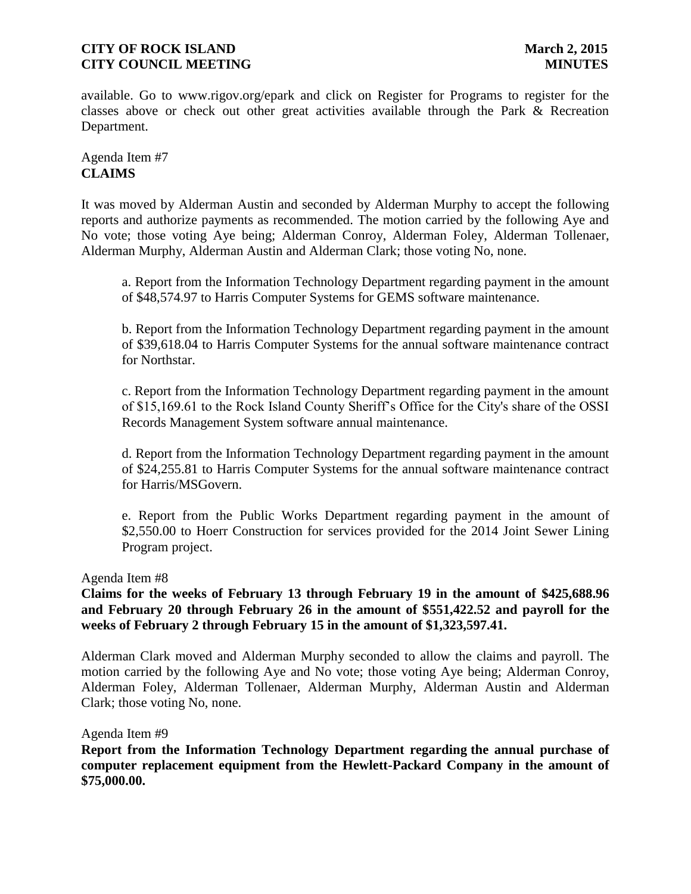available. Go to www.rigov.org/epark and click on Register for Programs to register for the classes above or check out other great activities available through the Park & Recreation Department.

Agenda Item #7
**CLAIMS**

It was moved by Alderman Austin and seconded by Alderman Murphy to accept the following reports and authorize payments as recommended. The motion carried by the following Aye and No vote; those voting Aye being; Alderman Conroy, Alderman Foley, Alderman Tollenaer, Alderman Murphy, Alderman Austin and Alderman Clark; those voting No, none.

a. Report from the Information Technology Department regarding payment in the amount of $48,574.97 to Harris Computer Systems for GEMS software maintenance.

b. Report from the Information Technology Department regarding payment in the amount of $39,618.04 to Harris Computer Systems for the annual software maintenance contract for Northstar.

c. Report from the Information Technology Department regarding payment in the amount of $15,169.61 to the Rock Island County Sheriff's Office for the City's share of the OSSI Records Management System software annual maintenance.

d. Report from the Information Technology Department regarding payment in the amount of $24,255.81 to Harris Computer Systems for the annual software maintenance contract for Harris/MSGovern.

e. Report from the Public Works Department regarding payment in the amount of $2,550.00 to Hoerr Construction for services provided for the 2014 Joint Sewer Lining Program project.

Agenda Item #8
**Claims for the weeks of February 13 through February 19 in the amount of $425,688.96 and February 20 through February 26 in the amount of $551,422.52 and payroll for the weeks of February 2 through February 15 in the amount of $1,323,597.41.**

Alderman Clark moved and Alderman Murphy seconded to allow the claims and payroll. The motion carried by the following Aye and No vote; those voting Aye being; Alderman Conroy, Alderman Foley, Alderman Tollenaer, Alderman Murphy, Alderman Austin and Alderman Clark; those voting No, none.

Agenda Item #9
**Report from the Information Technology Department regarding the annual purchase of computer replacement equipment from the Hewlett-Packard Company in the amount of $75,000.00.**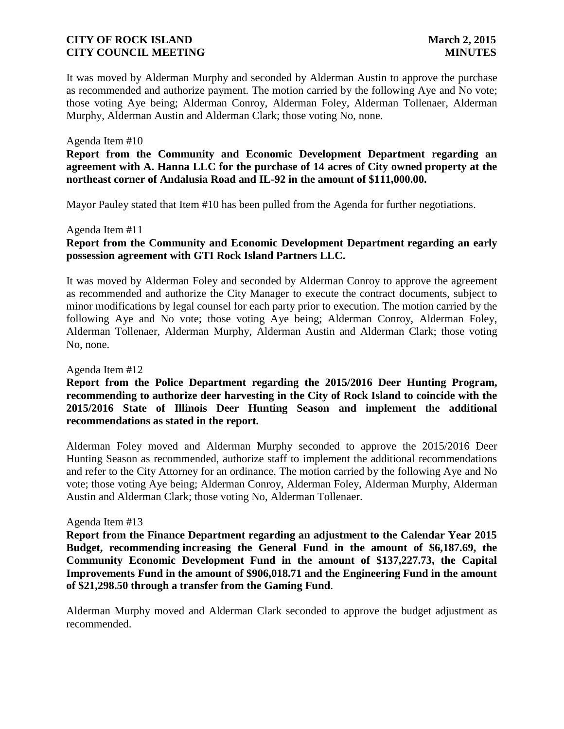It was moved by Alderman Murphy and seconded by Alderman Austin to approve the purchase as recommended and authorize payment. The motion carried by the following Aye and No vote; those voting Aye being; Alderman Conroy, Alderman Foley, Alderman Tollenaer, Alderman Murphy, Alderman Austin and Alderman Clark; those voting No, none.

Agenda Item #10

**Report from the Community and Economic Development Department regarding an agreement with A. Hanna LLC for the purchase of 14 acres of City owned property at the northeast corner of Andalusia Road and IL-92 in the amount of $111,000.00.**

Mayor Pauley stated that Item #10 has been pulled from the Agenda for further negotiations.

Agenda Item #11

**Report from the Community and Economic Development Department regarding an early possession agreement with GTI Rock Island Partners LLC.**

It was moved by Alderman Foley and seconded by Alderman Conroy to approve the agreement as recommended and authorize the City Manager to execute the contract documents, subject to minor modifications by legal counsel for each party prior to execution. The motion carried by the following Aye and No vote; those voting Aye being; Alderman Conroy, Alderman Foley, Alderman Tollenaer, Alderman Murphy, Alderman Austin and Alderman Clark; those voting No, none.

Agenda Item #12

**Report from the Police Department regarding the 2015/2016 Deer Hunting Program, recommending to authorize deer harvesting in the City of Rock Island to coincide with the 2015/2016 State of Illinois Deer Hunting Season and implement the additional recommendations as stated in the report.**

Alderman Foley moved and Alderman Murphy seconded to approve the 2015/2016 Deer Hunting Season as recommended, authorize staff to implement the additional recommendations and refer to the City Attorney for an ordinance. The motion carried by the following Aye and No vote; those voting Aye being; Alderman Conroy, Alderman Foley, Alderman Murphy, Alderman Austin and Alderman Clark; those voting No, Alderman Tollenaer.

Agenda Item #13

**Report from the Finance Department regarding an adjustment to the Calendar Year 2015 Budget, recommending increasing the General Fund in the amount of $6,187.69, the Community Economic Development Fund in the amount of $137,227.73, the Capital Improvements Fund in the amount of $906,018.71 and the Engineering Fund in the amount of $21,298.50 through a transfer from the Gaming Fund**.

Alderman Murphy moved and Alderman Clark seconded to approve the budget adjustment as recommended.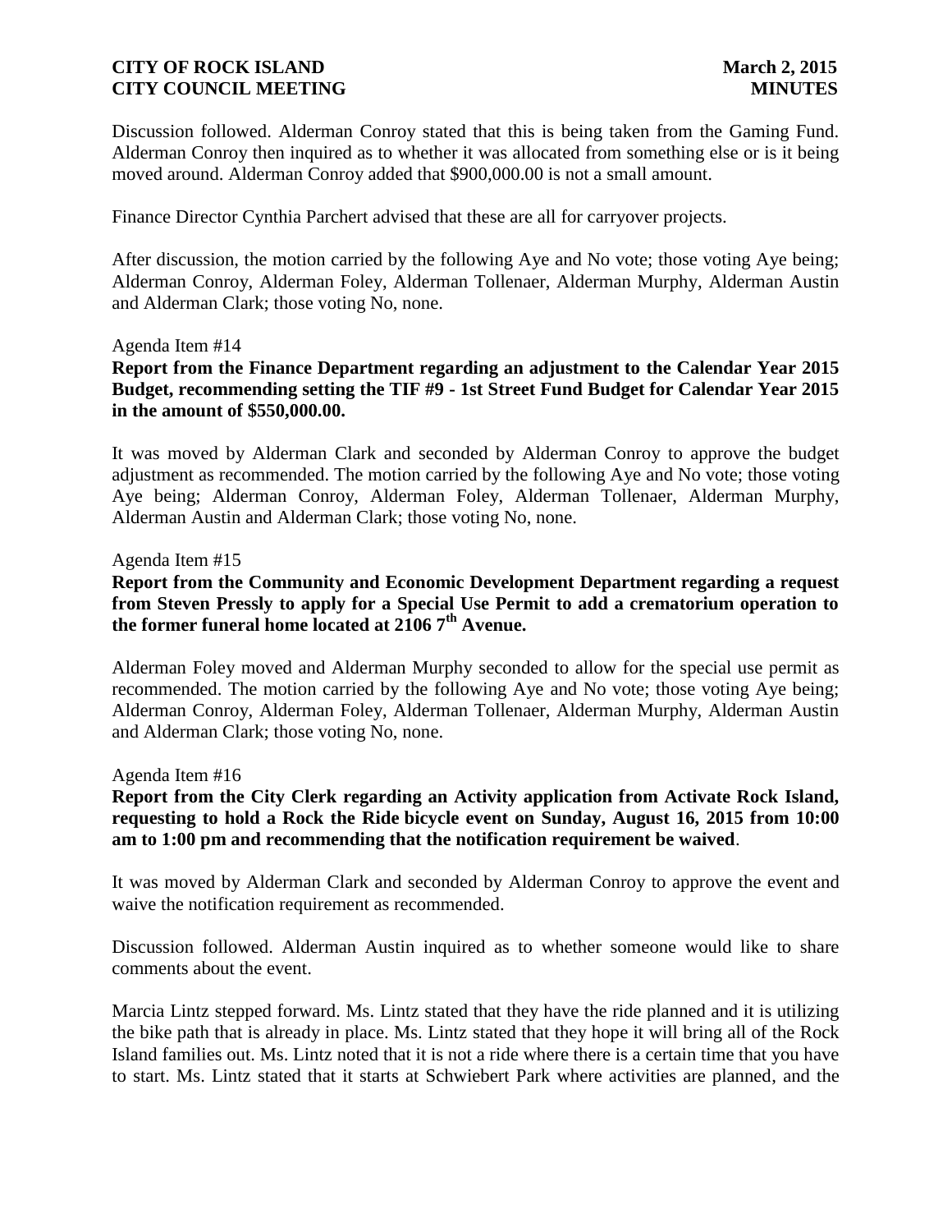Discussion followed. Alderman Conroy stated that this is being taken from the Gaming Fund. Alderman Conroy then inquired as to whether it was allocated from something else or is it being moved around. Alderman Conroy added that $900,000.00 is not a small amount.

Finance Director Cynthia Parchert advised that these are all for carryover projects.

After discussion, the motion carried by the following Aye and No vote; those voting Aye being; Alderman Conroy, Alderman Foley, Alderman Tollenaer, Alderman Murphy, Alderman Austin and Alderman Clark; those voting No, none.

Agenda Item #14

**Report from the Finance Department regarding an adjustment to the Calendar Year 2015 Budget, recommending setting the TIF #9 - 1st Street Fund Budget for Calendar Year 2015 in the amount of $550,000.00.**

It was moved by Alderman Clark and seconded by Alderman Conroy to approve the budget adjustment as recommended. The motion carried by the following Aye and No vote; those voting Aye being; Alderman Conroy, Alderman Foley, Alderman Tollenaer, Alderman Murphy, Alderman Austin and Alderman Clark; those voting No, none.

Agenda Item #15

**Report from the Community and Economic Development Department regarding a request from Steven Pressly to apply for a Special Use Permit to add a crematorium operation to the former funeral home located at 2106 7th Avenue.**

Alderman Foley moved and Alderman Murphy seconded to allow for the special use permit as recommended. The motion carried by the following Aye and No vote; those voting Aye being; Alderman Conroy, Alderman Foley, Alderman Tollenaer, Alderman Murphy, Alderman Austin and Alderman Clark; those voting No, none.

Agenda Item #16

**Report from the City Clerk regarding an Activity application from Activate Rock Island, requesting to hold a Rock the Ride bicycle event on Sunday, August 16, 2015 from 10:00 am to 1:00 pm and recommending that the notification requirement be waived**.

It was moved by Alderman Clark and seconded by Alderman Conroy to approve the event and waive the notification requirement as recommended.

Discussion followed. Alderman Austin inquired as to whether someone would like to share comments about the event.

Marcia Lintz stepped forward. Ms. Lintz stated that they have the ride planned and it is utilizing the bike path that is already in place. Ms. Lintz stated that they hope it will bring all of the Rock Island families out. Ms. Lintz noted that it is not a ride where there is a certain time that you have to start. Ms. Lintz stated that it starts at Schwiebert Park where activities are planned, and the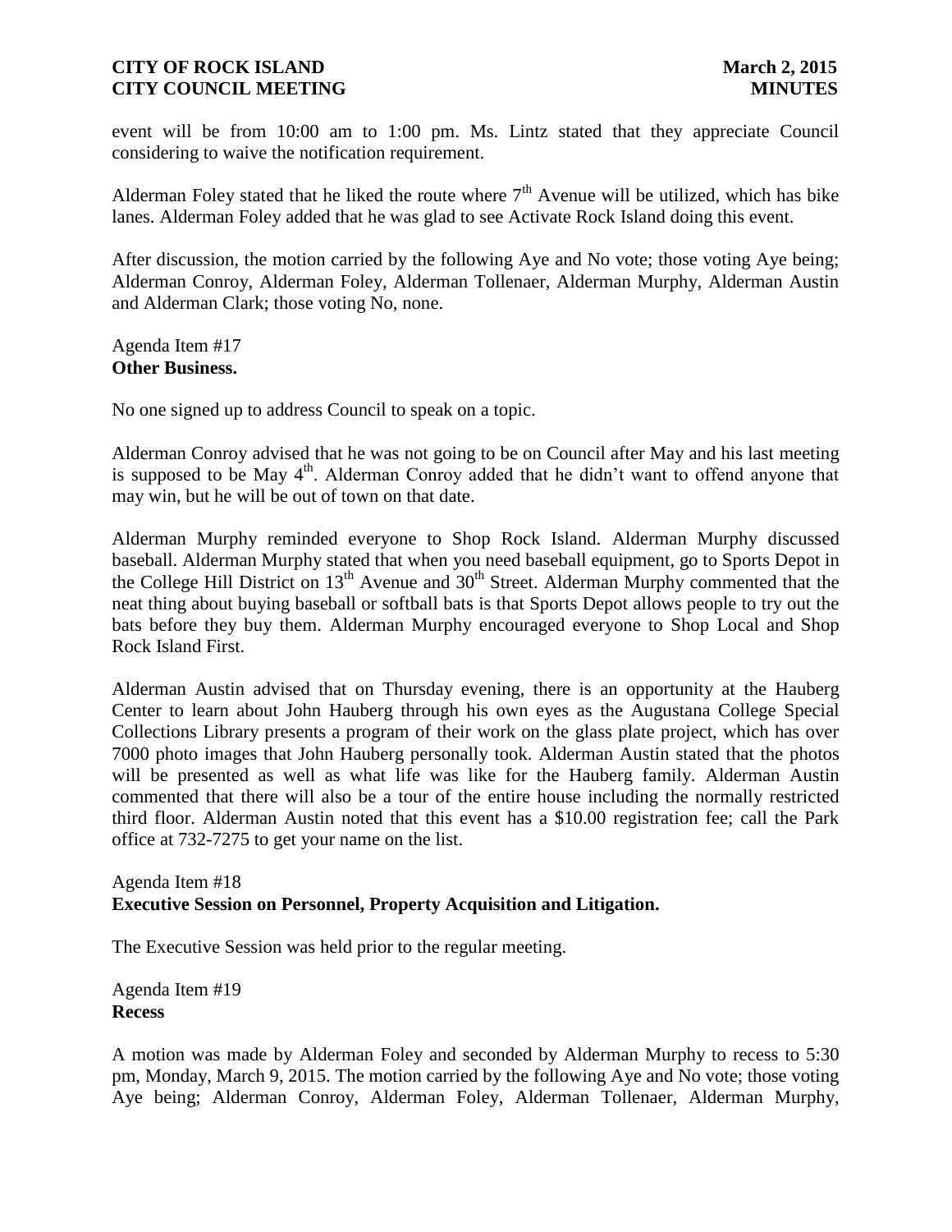event will be from 10:00 am to 1:00 pm. Ms. Lintz stated that they appreciate Council considering to waive the notification requirement.

Alderman Foley stated that he liked the route where 7th Avenue will be utilized, which has bike lanes. Alderman Foley added that he was glad to see Activate Rock Island doing this event.

After discussion, the motion carried by the following Aye and No vote; those voting Aye being; Alderman Conroy, Alderman Foley, Alderman Tollenaer, Alderman Murphy, Alderman Austin and Alderman Clark; those voting No, none.

Agenda Item #17
**Other Business.**

No one signed up to address Council to speak on a topic.

Alderman Conroy advised that he was not going to be on Council after May and his last meeting is supposed to be May 4th. Alderman Conroy added that he didn't want to offend anyone that may win, but he will be out of town on that date.

Alderman Murphy reminded everyone to Shop Rock Island. Alderman Murphy discussed baseball. Alderman Murphy stated that when you need baseball equipment, go to Sports Depot in the College Hill District on 13th Avenue and 30th Street. Alderman Murphy commented that the neat thing about buying baseball or softball bats is that Sports Depot allows people to try out the bats before they buy them. Alderman Murphy encouraged everyone to Shop Local and Shop Rock Island First.

Alderman Austin advised that on Thursday evening, there is an opportunity at the Hauberg Center to learn about John Hauberg through his own eyes as the Augustana College Special Collections Library presents a program of their work on the glass plate project, which has over 7000 photo images that John Hauberg personally took. Alderman Austin stated that the photos will be presented as well as what life was like for the Hauberg family. Alderman Austin commented that there will also be a tour of the entire house including the normally restricted third floor. Alderman Austin noted that this event has a $10.00 registration fee; call the Park office at 732-7275 to get your name on the list.

Agenda Item #18
**Executive Session on Personnel, Property Acquisition and Litigation.**

The Executive Session was held prior to the regular meeting.

Agenda Item #19
**Recess**

A motion was made by Alderman Foley and seconded by Alderman Murphy to recess to 5:30 pm, Monday, March 9, 2015. The motion carried by the following Aye and No vote; those voting Aye being; Alderman Conroy, Alderman Foley, Alderman Tollenaer, Alderman Murphy,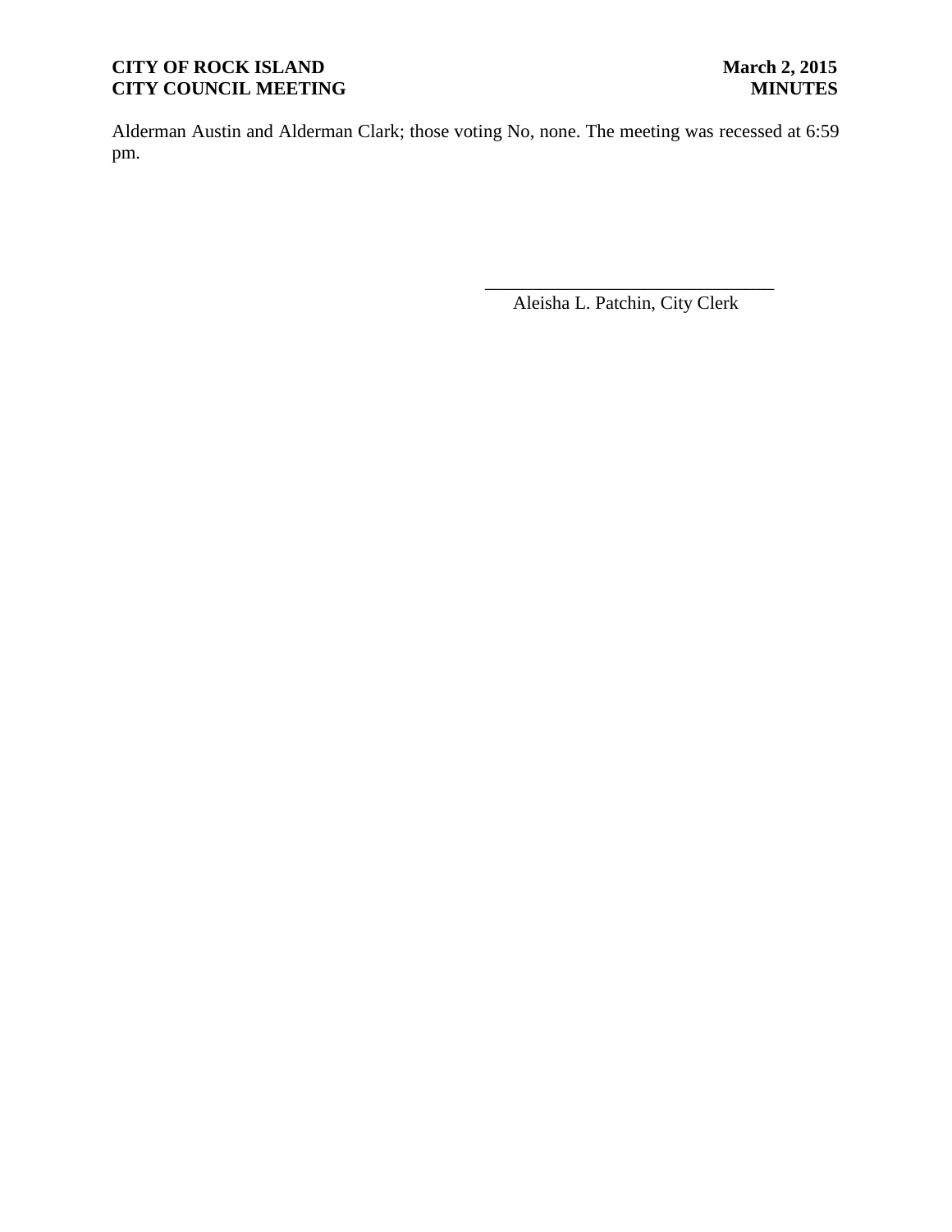Alderman Austin and Alderman Clark; those voting No, none. The meeting was recessed at 6:59 pm.

_______________________________
Aleisha L. Patchin, City Clerk